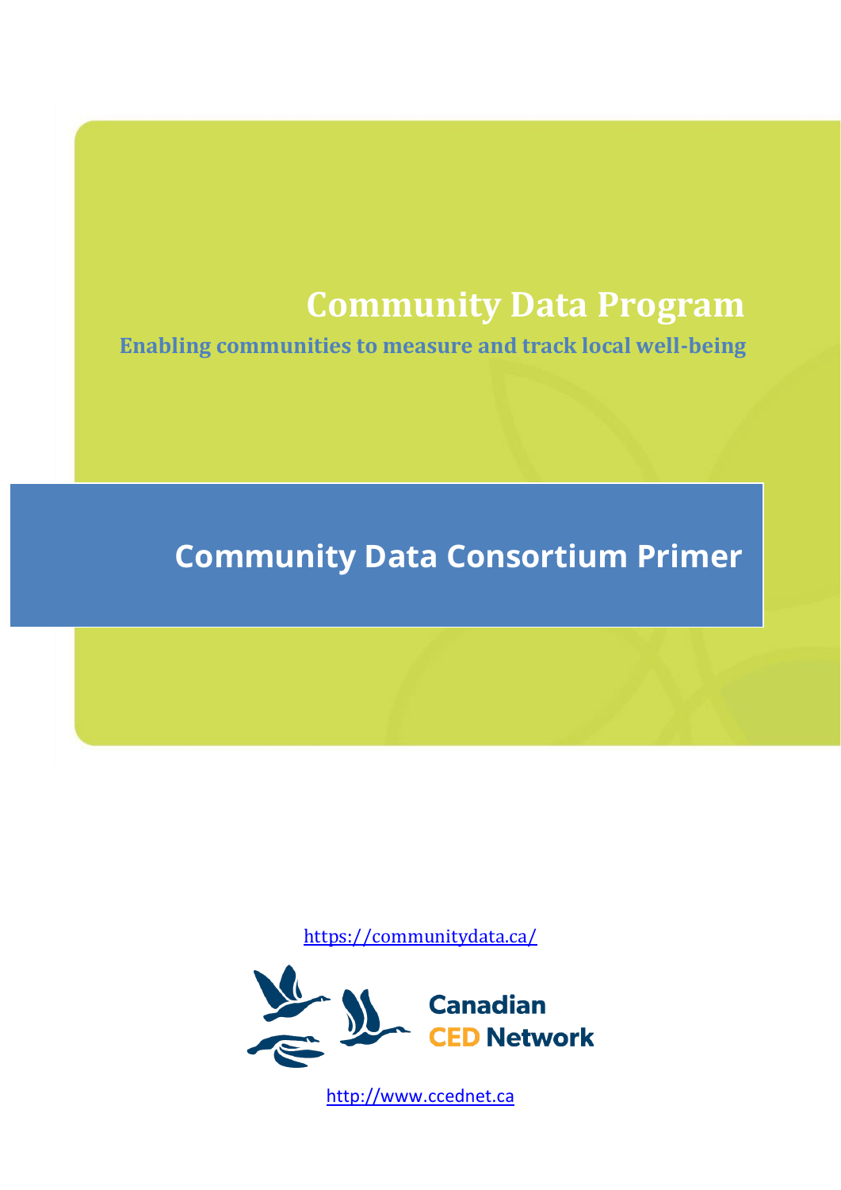# Community Data Program

**Enabling communities to measure and track local well-being**

## Community Data Consortium Primer

https://communitydata.ca/

Canadian CED Network

http://www.ccednet.ca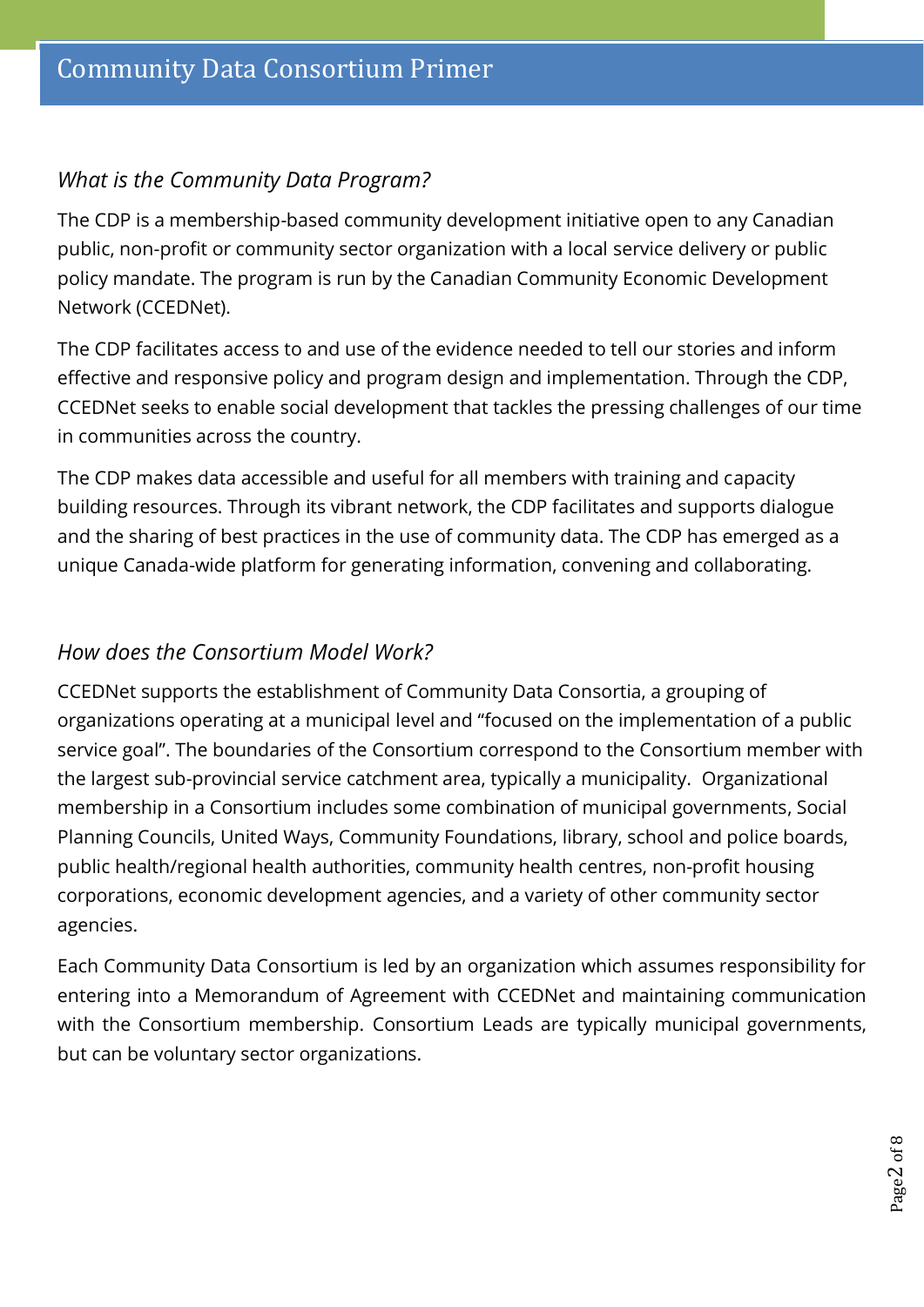## *What is the Community Data Program?*

The CDP is a membership-based community development initiative open to any Canadian public, non-profit or community sector organization with a local service delivery or public policy mandate. The program is run by the Canadian Community Economic Development Network (CCEDNet).

The CDP facilitates access to and use of the evidence needed to tell our stories and inform effective and responsive policy and program design and implementation. Through the CDP, CCEDNet seeks to enable social development that tackles the pressing challenges of our time in communities across the country.

The CDP makes data accessible and useful for all members with training and capacity building resources. Through its vibrant network, the CDP facilitates and supports dialogue and the sharing of best practices in the use of community data. The CDP has emerged as a unique Canada-wide platform for generating information, convening and collaborating.

## *How does the Consortium Model Work?*

CCEDNet supports the establishment of Community Data Consortia, a grouping of organizations operating at a municipal level and "focused on the implementation of a public service goal". The boundaries of the Consortium correspond to the Consortium member with the largest sub-provincial service catchment area, typically a municipality. Organizational membership in a Consortium includes some combination of municipal governments, Social Planning Councils, United Ways, Community Foundations, library, school and police boards, public health/regional health authorities, community health centres, non-profit housing corporations, economic development agencies, and a variety of other community sector agencies.

Each Community Data Consortium is led by an organization which assumes responsibility for entering into a Memorandum of Agreement with CCEDNet and maintaining communication with the Consortium membership. Consortium Leads are typically municipal governments, but can be voluntary sector organizations.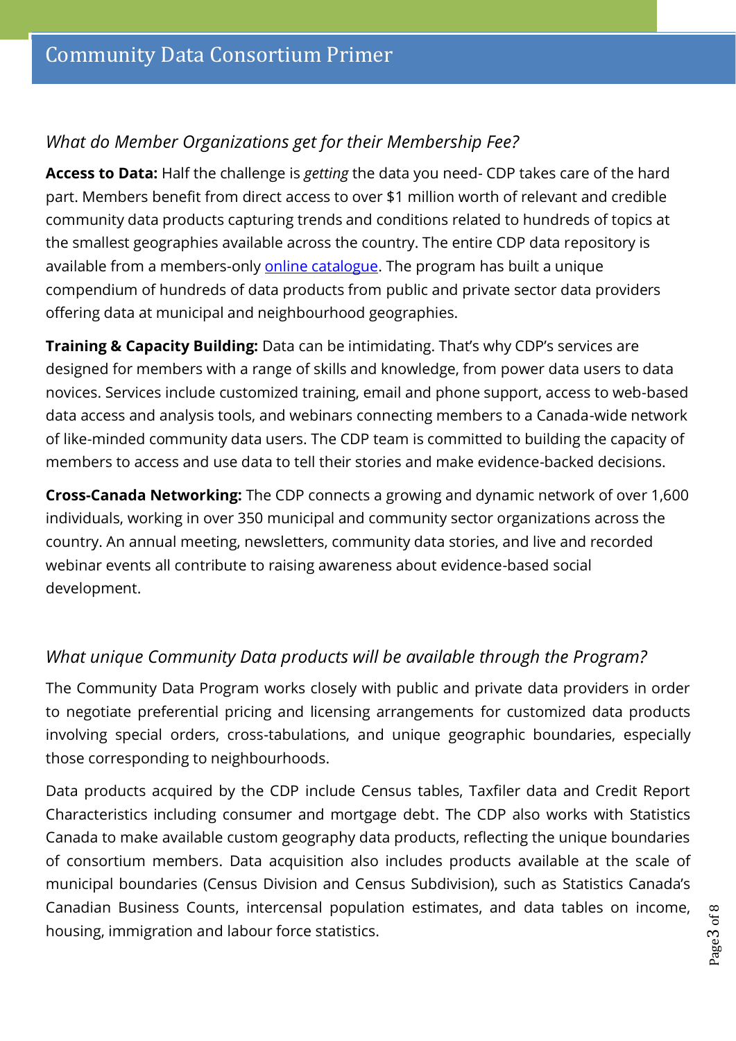## *What do Member Organizations get for their Membership Fee?*

**Access to Data:** Half the challenge is *getting* the data you need- CDP takes care of the hard part. Members benefit from direct access to over $1 million worth of relevant and credible community data products capturing trends and conditions related to hundreds of topics at the smallest geographies available across the country. The entire CDP data repository is available from a members-only online catalogue. The program has built a unique compendium of hundreds of data products from public and private sector data providers offering data at municipal and neighbourhood geographies.

**Training & Capacity Building:** Data can be intimidating. That's why CDP's services are designed for members with a range of skills and knowledge, from power data users to data novices. Services include customized training, email and phone support, access to web-based data access and analysis tools, and webinars connecting members to a Canada-wide network of like-minded community data users. The CDP team is committed to building the capacity of members to access and use data to tell their stories and make evidence-backed decisions.

**Cross-Canada Networking:** The CDP connects a growing and dynamic network of over 1,600 individuals, working in over 350 municipal and community sector organizations across the country. An annual meeting, newsletters, community data stories, and live and recorded webinar events all contribute to raising awareness about evidence-based social development.

## *What unique Community Data products will be available through the Program?*

The Community Data Program works closely with public and private data providers in order to negotiate preferential pricing and licensing arrangements for customized data products involving special orders, cross-tabulations, and unique geographic boundaries, especially those corresponding to neighbourhoods.

Data products acquired by the CDP include Census tables, Taxfiler data and Credit Report Characteristics including consumer and mortgage debt. The CDP also works with Statistics Canada to make available custom geography data products, reflecting the unique boundaries of consortium members. Data acquisition also includes products available at the scale of municipal boundaries (Census Division and Census Subdivision), such as Statistics Canada's Canadian Business Counts, intercensal population estimates, and data tables on income, housing, immigration and labour force statistics.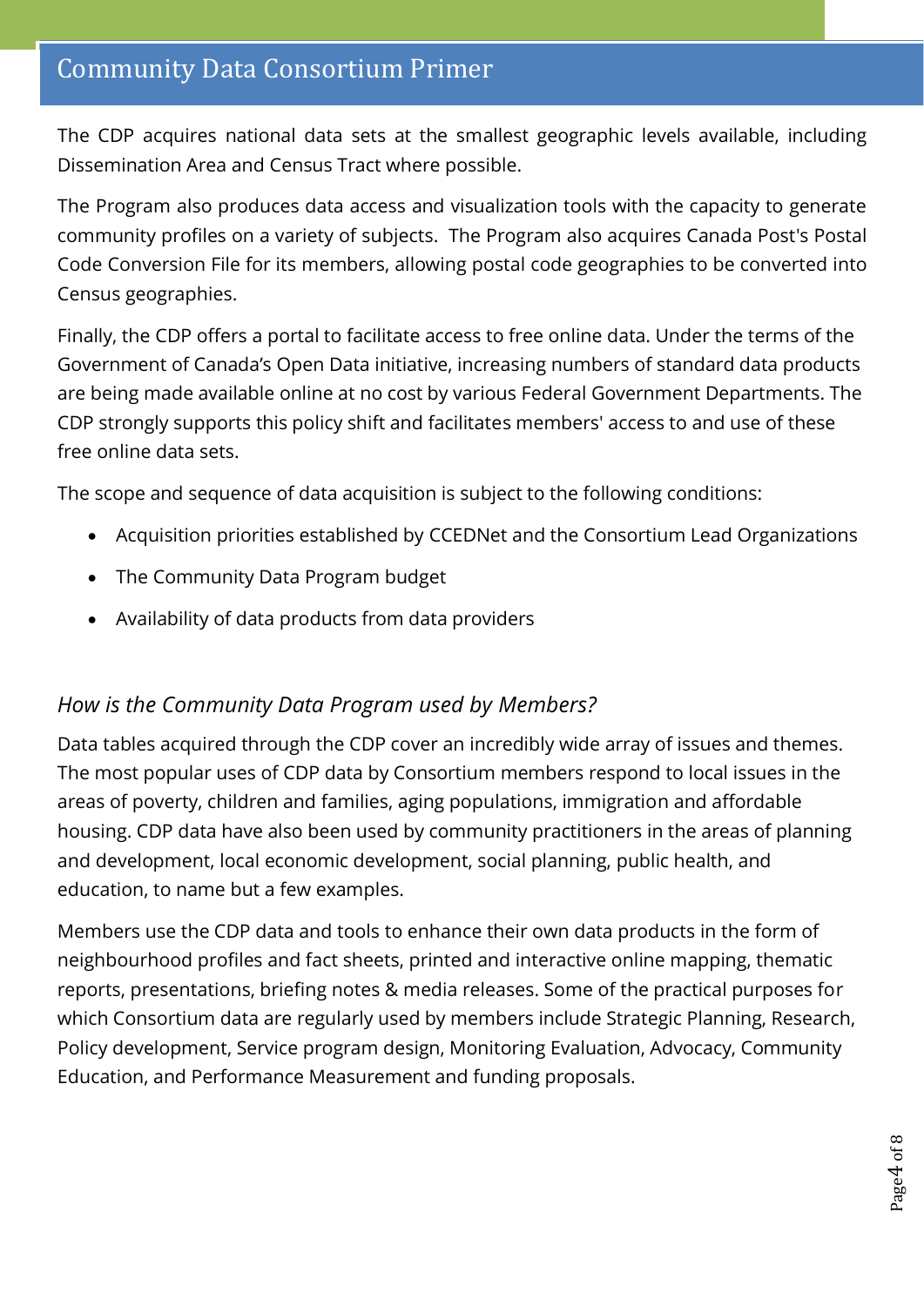The CDP acquires national data sets at the smallest geographic levels available, including Dissemination Area and Census Tract where possible.

The Program also produces data access and visualization tools with the capacity to generate community profiles on a variety of subjects. The Program also acquires Canada Post's Postal Code Conversion File for its members, allowing postal code geographies to be converted into Census geographies.

Finally, the CDP offers a portal to facilitate access to free online data. Under the terms of the Government of Canada's Open Data initiative, increasing numbers of standard data products are being made available online at no cost by various Federal Government Departments. The CDP strongly supports this policy shift and facilitates members' access to and use of these free online data sets.

The scope and sequence of data acquisition is subject to the following conditions:

- Acquisition priorities established by CCEDNet and the Consortium Lead Organizations
- The Community Data Program budget
- Availability of data products from data providers

### *How is the Community Data Program used by Members?*

Data tables acquired through the CDP cover an incredibly wide array of issues and themes. The most popular uses of CDP data by Consortium members respond to local issues in the areas of poverty, children and families, aging populations, immigration and affordable housing. CDP data have also been used by community practitioners in the areas of planning and development, local economic development, social planning, public health, and education, to name but a few examples.

Members use the CDP data and tools to enhance their own data products in the form of neighbourhood profiles and fact sheets, printed and interactive online mapping, thematic reports, presentations, briefing notes & media releases. Some of the practical purposes for which Consortium data are regularly used by members include Strategic Planning, Research, Policy development, Service program design, Monitoring Evaluation, Advocacy, Community Education, and Performance Measurement and funding proposals.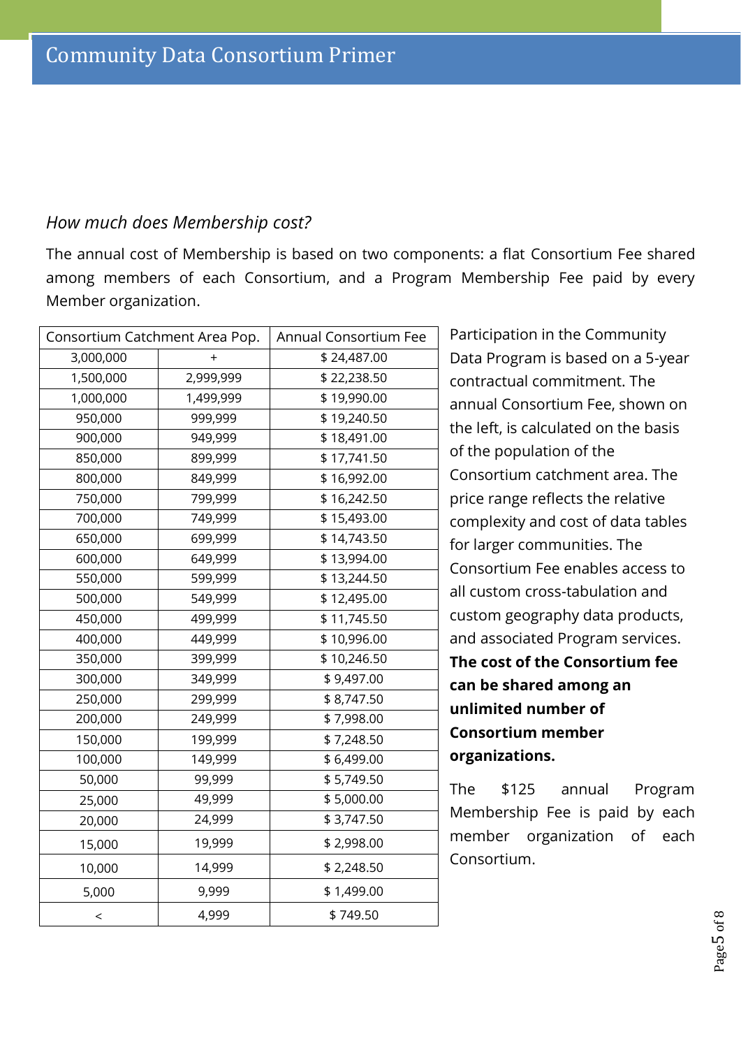*How much does Membership cost?*

The annual cost of Membership is based on two components: a flat Consortium Fee shared among members of each Consortium, and a Program Membership Fee paid by every Member organization.

| Consortium Catchment Area Pop. | | Annual Consortium Fee |
|---|---|---|
| 3,000,000 | + | $ 24,487.00 |
| 1,500,000 | 2,999,999 | $ 22,238.50 |
| 1,000,000 | 1,499,999 | $ 19,990.00 |
| 950,000 | 999,999 | $ 19,240.50 |
| 900,000 | 949,999 | $ 18,491.00 |
| 850,000 | 899,999 | $ 17,741.50 |
| 800,000 | 849,999 | $ 16,992.00 |
| 750,000 | 799,999 | $ 16,242.50 |
| 700,000 | 749,999 | $ 15,493.00 |
| 650,000 | 699,999 | $ 14,743.50 |
| 600,000 | 649,999 | $ 13,994.00 |
| 550,000 | 599,999 | $ 13,244.50 |
| 500,000 | 549,999 | $ 12,495.00 |
| 450,000 | 499,999 | $ 11,745.50 |
| 400,000 | 449,999 | $ 10,996.00 |
| 350,000 | 399,999 | $ 10,246.50 |
| 300,000 | 349,999 | $ 9,497.00 |
| 250,000 | 299,999 | $ 8,747.50 |
| 200,000 | 249,999 | $ 7,998.00 |
| 150,000 | 199,999 | $ 7,248.50 |
| 100,000 | 149,999 | $ 6,499.00 |
| 50,000 | 99,999 | $ 5,749.50 |
| 25,000 | 49,999 | $ 5,000.00 |
| 20,000 | 24,999 | $ 3,747.50 |
| 15,000 | 19,999 | $ 2,998.00 |
| 10,000 | 14,999 | $ 2,248.50 |
| 5,000 | 9,999 | $ 1,499.00 |
| < | 4,999 | $ 749.50 |

Participation in the Community Data Program is based on a 5-year contractual commitment. The annual Consortium Fee, shown on the left, is calculated on the basis of the population of the Consortium catchment area. The price range reflects the relative complexity and cost of data tables for larger communities. The Consortium Fee enables access to all custom cross-tabulation and custom geography data products, and associated Program services. **The cost of the Consortium fee can be shared among an unlimited number of Consortium member organizations.**

The $125 annual Program Membership Fee is paid by each member organization of each Consortium.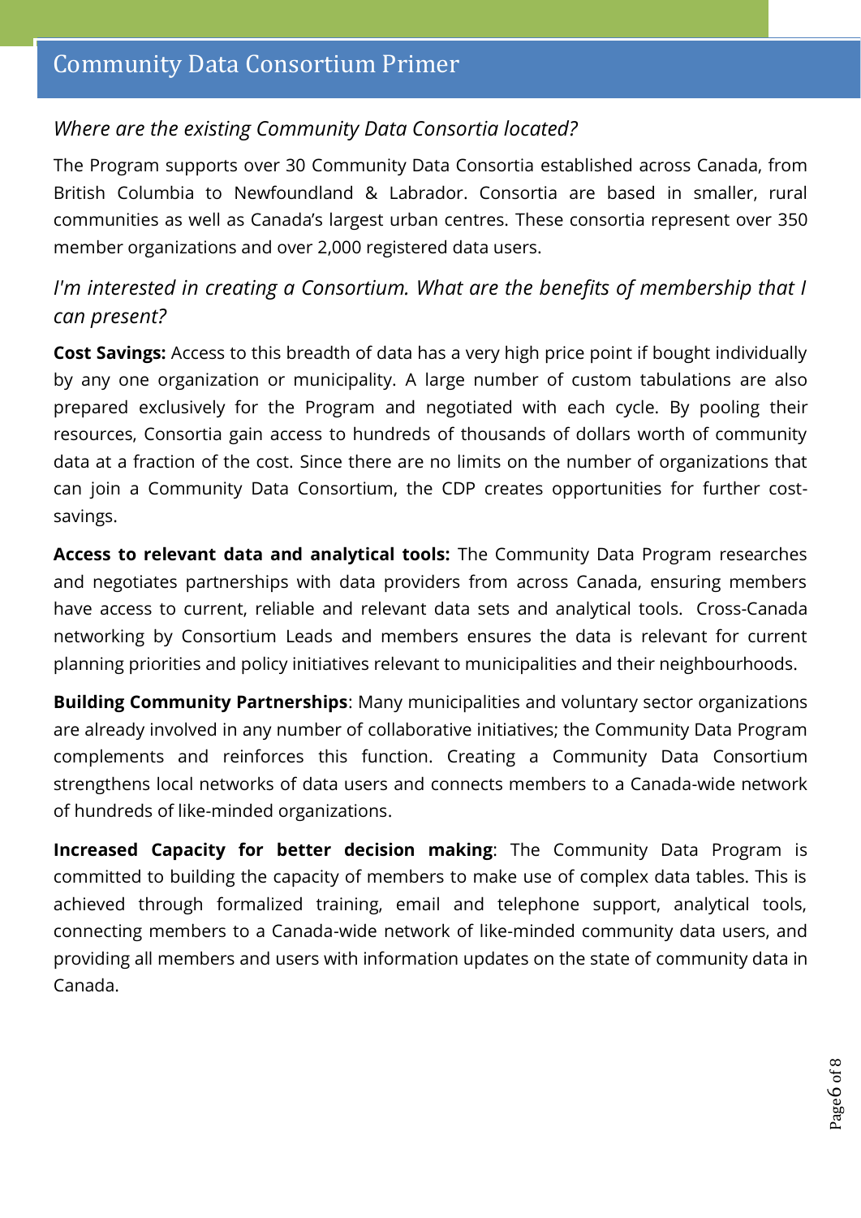### *Where are the existing Community Data Consortia located?*

The Program supports over 30 Community Data Consortia established across Canada, from British Columbia to Newfoundland & Labrador. Consortia are based in smaller, rural communities as well as Canada's largest urban centres. These consortia represent over 350 member organizations and over 2,000 registered data users.

### *I'm interested in creating a Consortium. What are the benefits of membership that I can present?*

**Cost Savings:** Access to this breadth of data has a very high price point if bought individually by any one organization or municipality. A large number of custom tabulations are also prepared exclusively for the Program and negotiated with each cycle. By pooling their resources, Consortia gain access to hundreds of thousands of dollars worth of community data at a fraction of the cost. Since there are no limits on the number of organizations that can join a Community Data Consortium, the CDP creates opportunities for further cost-savings.

**Access to relevant data and analytical tools:** The Community Data Program researches and negotiates partnerships with data providers from across Canada, ensuring members have access to current, reliable and relevant data sets and analytical tools. Cross-Canada networking by Consortium Leads and members ensures the data is relevant for current planning priorities and policy initiatives relevant to municipalities and their neighbourhoods.

**Building Community Partnerships**: Many municipalities and voluntary sector organizations are already involved in any number of collaborative initiatives; the Community Data Program complements and reinforces this function. Creating a Community Data Consortium strengthens local networks of data users and connects members to a Canada-wide network of hundreds of like-minded organizations.

**Increased Capacity for better decision making**: The Community Data Program is committed to building the capacity of members to make use of complex data tables. This is achieved through formalized training, email and telephone support, analytical tools, connecting members to a Canada-wide network of like-minded community data users, and providing all members and users with information updates on the state of community data in Canada.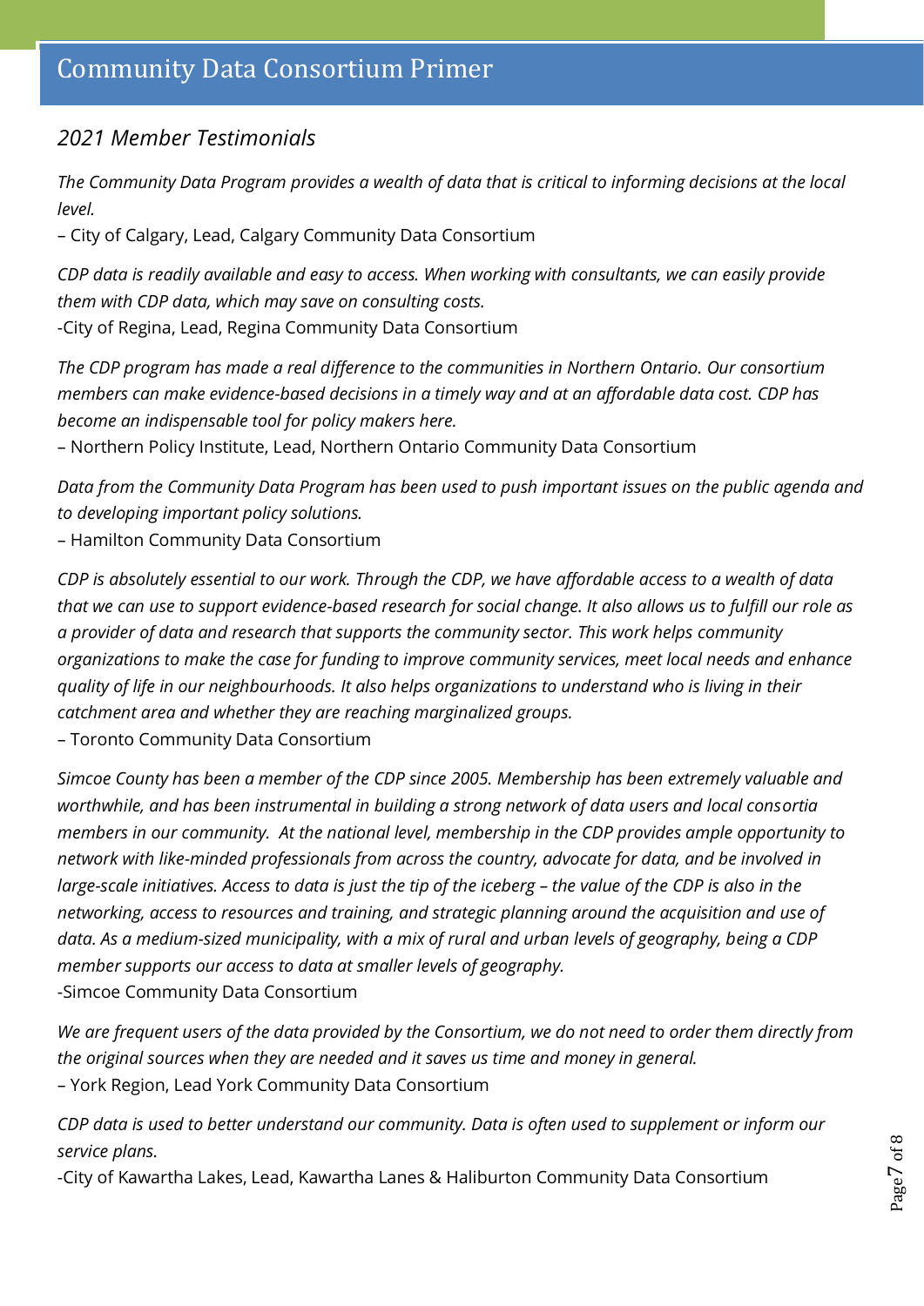## *2021 Member Testimonials*

*The Community Data Program provides a wealth of data that is critical to informing decisions at the local level.*

– City of Calgary, Lead, Calgary Community Data Consortium

*CDP data is readily available and easy to access. When working with consultants, we can easily provide them with CDP data, which may save on consulting costs.*

-City of Regina, Lead, Regina Community Data Consortium

*The CDP program has made a real difference to the communities in Northern Ontario. Our consortium members can make evidence-based decisions in a timely way and at an affordable data cost. CDP has become an indispensable tool for policy makers here.*

– Northern Policy Institute, Lead, Northern Ontario Community Data Consortium

*Data from the Community Data Program has been used to push important issues on the public agenda and to developing important policy solutions.*

– Hamilton Community Data Consortium

*CDP is absolutely essential to our work. Through the CDP, we have affordable access to a wealth of data that we can use to support evidence-based research for social change. It also allows us to fulfill our role as a provider of data and research that supports the community sector. This work helps community organizations to make the case for funding to improve community services, meet local needs and enhance quality of life in our neighbourhoods. It also helps organizations to understand who is living in their catchment area and whether they are reaching marginalized groups.*

– Toronto Community Data Consortium

*Simcoe County has been a member of the CDP since 2005. Membership has been extremely valuable and worthwhile, and has been instrumental in building a strong network of data users and local consortia members in our community. At the national level, membership in the CDP provides ample opportunity to network with like-minded professionals from across the country, advocate for data, and be involved in large-scale initiatives. Access to data is just the tip of the iceberg – the value of the CDP is also in the networking, access to resources and training, and strategic planning around the acquisition and use of data. As a medium-sized municipality, with a mix of rural and urban levels of geography, being a CDP member supports our access to data at smaller levels of geography.*

-Simcoe Community Data Consortium

*We are frequent users of the data provided by the Consortium, we do not need to order them directly from the original sources when they are needed and it saves us time and money in general.*

– York Region, Lead York Community Data Consortium

*CDP data is used to better understand our community. Data is often used to supplement or inform our service plans.*

-City of Kawartha Lakes, Lead, Kawartha Lanes & Haliburton Community Data Consortium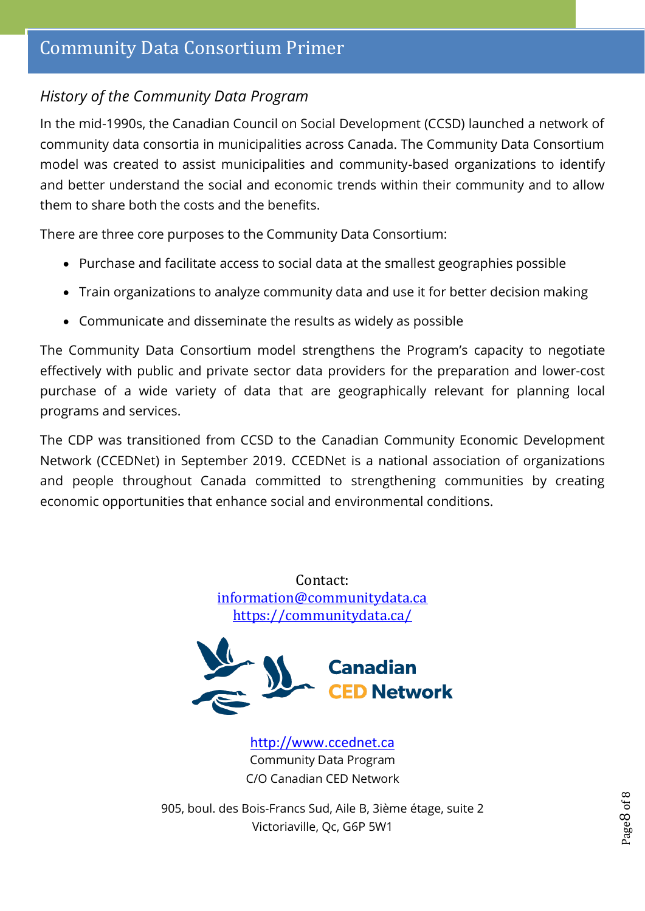# Community Data Consortium Primer

*History of the Community Data Program*

In the mid-1990s, the Canadian Council on Social Development (CCSD) launched a network of community data consortia in municipalities across Canada. The Community Data Consortium model was created to assist municipalities and community-based organizations to identify and better understand the social and economic trends within their community and to allow them to share both the costs and the benefits.

There are three core purposes to the Community Data Consortium:

- Purchase and facilitate access to social data at the smallest geographies possible
- Train organizations to analyze community data and use it for better decision making
- Communicate and disseminate the results as widely as possible

The Community Data Consortium model strengthens the Program's capacity to negotiate effectively with public and private sector data providers for the preparation and lower-cost purchase of a wide variety of data that are geographically relevant for planning local programs and services.

The CDP was transitioned from CCSD to the Canadian Community Economic Development Network (CCEDNet) in September 2019. CCEDNet is a national association of organizations and people throughout Canada committed to strengthening communities by creating economic opportunities that enhance social and environmental conditions.

Contact:
[information@communitydata.ca](mailto:information@communitydata.ca)
[https://communitydata.ca/](https://communitydata.ca/)

Canadian CED Network

[http://www.ccednet.ca](http://www.ccednet.ca)
Community Data Program
C/O Canadian CED Network

905, boul. des Bois-Francs Sud, Aile B, 3ième étage, suite 2
Victoriaville, Qc, G6P 5W1